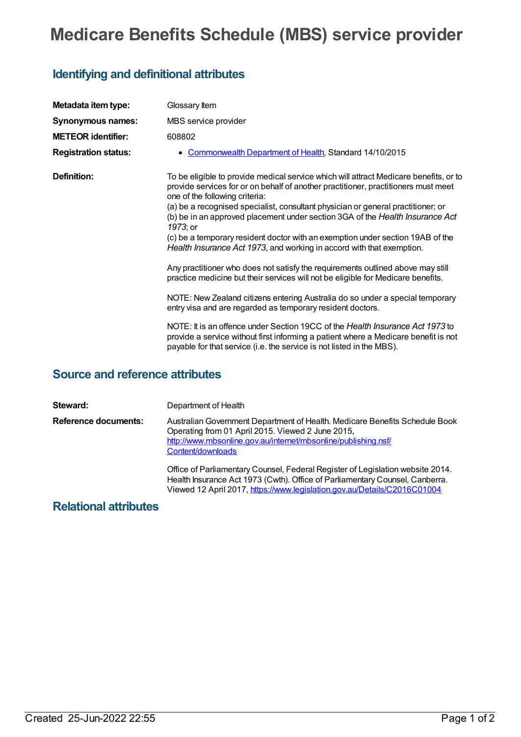# Medicare Benefits Schedule (MBS) service provider

## Identifying and definitional attributes

| | |
|---|---|
| **Metadata item type:** | Glossary Item |
| **Synonymous names:** | MBS service provider |
| **METEOR identifier:** | 608802 |
| **Registration status:** | • [Commonwealth Department of Health](), Standard 14/10/2015 |

**Definition:**

To be eligible to provide medical service which will attract Medicare benefits, or to provide services for or on behalf of another practitioner, practitioners must meet one of the following criteria:
(a) be a recognised specialist, consultant physician or general practitioner; or
(b) be in an approved placement under section 3GA of the *Health Insurance Act 1973*; or
(c) be a temporary resident doctor with an exemption under section 19AB of the *Health Insurance Act 1973*, and working in accord with that exemption.

Any practitioner who does not satisfy the requirements outlined above may still practice medicine but their services will not be eligible for Medicare benefits.

NOTE: New Zealand citizens entering Australia do so under a special temporary entry visa and are regarded as temporary resident doctors.

NOTE: It is an offence under Section 19CC of the *Health Insurance Act 1973* to provide a service without first informing a patient where a Medicare benefit is not payable for that service (i.e. the service is not listed in the MBS).

## Source and reference attributes

**Steward:** Department of Health

**Reference documents:**

Australian Government Department of Health. Medicare Benefits Schedule Book Operating from 01 April 2015. Viewed 2 June 2015, [http://www.mbsonline.gov.au/internet/mbsonline/publishing.nsf/Content/downloads](http://www.mbsonline.gov.au/internet/mbsonline/publishing.nsf/Content/downloads)

Office of Parliamentary Counsel, Federal Register of Legislation website 2014. Health Insurance Act 1973 (Cwth). Office of Parliamentary Counsel, Canberra. Viewed 12 April 2017, [https://www.legislation.gov.au/Details/C2016C01004](https://www.legislation.gov.au/Details/C2016C01004)

## Relational attributes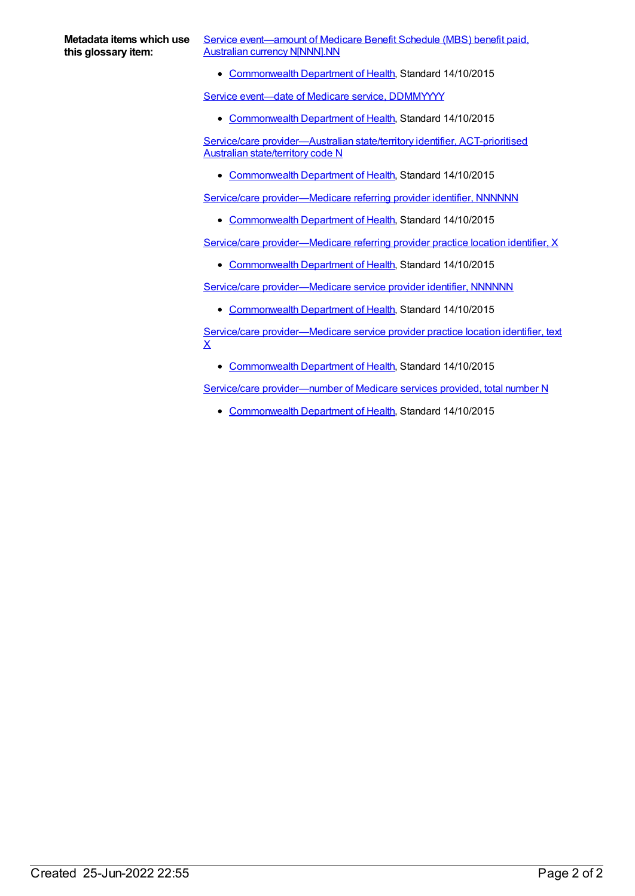**Metadata items which use this glossary item:**

Service event—amount of Medicare Benefit Schedule (MBS) benefit paid, Australian currency N[NNN].NN

- Commonwealth Department of Health, Standard 14/10/2015

Service event—date of Medicare service, DDMMYYYY

- Commonwealth Department of Health, Standard 14/10/2015

Service/care provider—Australian state/territory identifier, ACT-prioritised Australian state/territory code N

- Commonwealth Department of Health, Standard 14/10/2015

Service/care provider—Medicare referring provider identifier, NNNNNN

- Commonwealth Department of Health, Standard 14/10/2015

Service/care provider—Medicare referring provider practice location identifier, X

- Commonwealth Department of Health, Standard 14/10/2015

Service/care provider—Medicare service provider identifier, NNNNNN

- Commonwealth Department of Health, Standard 14/10/2015

Service/care provider—Medicare service provider practice location identifier, text X

- Commonwealth Department of Health, Standard 14/10/2015

Service/care provider—number of Medicare services provided, total number N

- Commonwealth Department of Health, Standard 14/10/2015